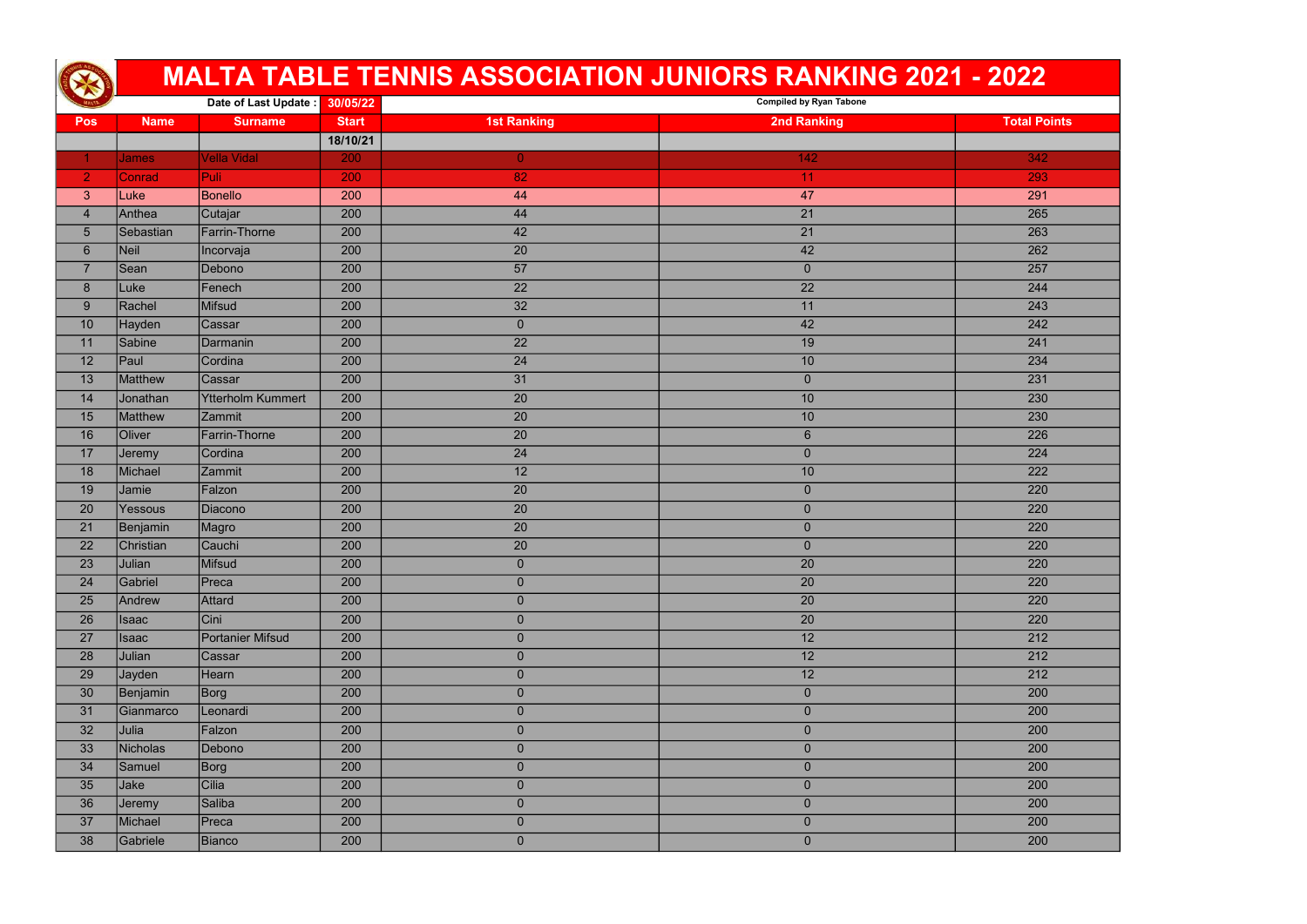# MALTA TABLE TENNIS ASSOCIATION JUNIORS RANKING 2021 - 2022

**Date of Last Update :** 30/05/22

Compiled by Ryan Tabone

| Pos | Name | Surname | Start | 1st Ranking | 2nd Ranking | Total Points |
|---|---|---|---|---|---|---|
| | | | 18/10/21 | | | |
| 1 | James | Vella Vidal | 200 | 0 | 142 | 342 |
| 2 | Conrad | Puli | 200 | 82 | 11 | 293 |
| 3 | Luke | Bonello | 200 | 44 | 47 | 291 |
| 4 | Anthea | Cutajar | 200 | 44 | 21 | 265 |
| 5 | Sebastian | Farrin-Thorne | 200 | 42 | 21 | 263 |
| 6 | Neil | Incorvaja | 200 | 20 | 42 | 262 |
| 7 | Sean | Debono | 200 | 57 | 0 | 257 |
| 8 | Luke | Fenech | 200 | 22 | 22 | 244 |
| 9 | Rachel | Mifsud | 200 | 32 | 11 | 243 |
| 10 | Hayden | Cassar | 200 | 0 | 42 | 242 |
| 11 | Sabine | Darmanin | 200 | 22 | 19 | 241 |
| 12 | Paul | Cordina | 200 | 24 | 10 | 234 |
| 13 | Matthew | Cassar | 200 | 31 | 0 | 231 |
| 14 | Jonathan | Ytterholm Kummert | 200 | 20 | 10 | 230 |
| 15 | Matthew | Zammit | 200 | 20 | 10 | 230 |
| 16 | Oliver | Farrin-Thorne | 200 | 20 | 6 | 226 |
| 17 | Jeremy | Cordina | 200 | 24 | 0 | 224 |
| 18 | Michael | Zammit | 200 | 12 | 10 | 222 |
| 19 | Jamie | Falzon | 200 | 20 | 0 | 220 |
| 20 | Yessous | Diacono | 200 | 20 | 0 | 220 |
| 21 | Benjamin | Magro | 200 | 20 | 0 | 220 |
| 22 | Christian | Cauchi | 200 | 20 | 0 | 220 |
| 23 | Julian | Mifsud | 200 | 0 | 20 | 220 |
| 24 | Gabriel | Preca | 200 | 0 | 20 | 220 |
| 25 | Andrew | Attard | 200 | 0 | 20 | 220 |
| 26 | Isaac | Cini | 200 | 0 | 20 | 220 |
| 27 | Isaac | Portanier Mifsud | 200 | 0 | 12 | 212 |
| 28 | Julian | Cassar | 200 | 0 | 12 | 212 |
| 29 | Jayden | Hearn | 200 | 0 | 12 | 212 |
| 30 | Benjamin | Borg | 200 | 0 | 0 | 200 |
| 31 | Gianmarco | Leonardi | 200 | 0 | 0 | 200 |
| 32 | Julia | Falzon | 200 | 0 | 0 | 200 |
| 33 | Nicholas | Debono | 200 | 0 | 0 | 200 |
| 34 | Samuel | Borg | 200 | 0 | 0 | 200 |
| 35 | Jake | Cilia | 200 | 0 | 0 | 200 |
| 36 | Jeremy | Saliba | 200 | 0 | 0 | 200 |
| 37 | Michael | Preca | 200 | 0 | 0 | 200 |
| 38 | Gabriele | Bianco | 200 | 0 | 0 | 200 |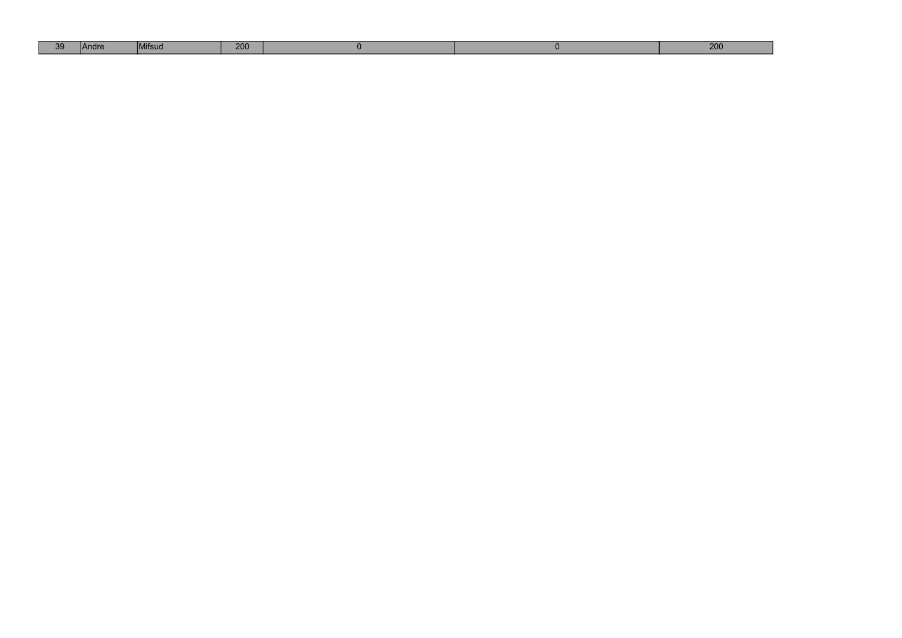| | | | | | | |
|---|---|---|---|---|---|---|
| 39 | Andre | Mifsud | 200 | 0 | 0 | 200 |